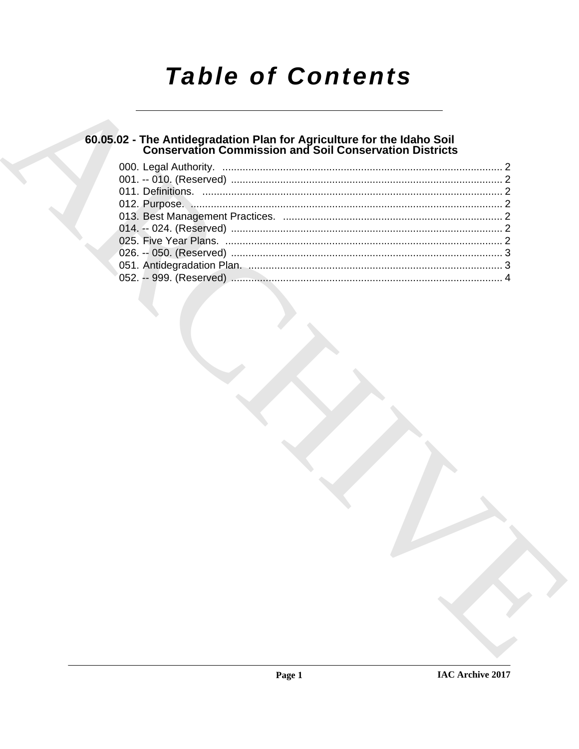# Table of Contents

## 60.05.02 - The Antidegradation Plan for Agriculture for the Idaho Soil Conservation Commission and Soil Conservation Districts

000. Legal Authority. ........................................................ 2
001. -- 010. (Reserved) ........................................................ 2
011. Definitions. ........................................................ 2
012. Purpose. ........................................................ 2
013. Best Management Practices. ........................................................ 2
014. -- 024. (Reserved) ........................................................ 2
025. Five Year Plans. ........................................................ 2
026. -- 050. (Reserved) ........................................................ 3
051. Antidegradation Plan. ........................................................ 3
052. -- 999. (Reserved) ........................................................ 4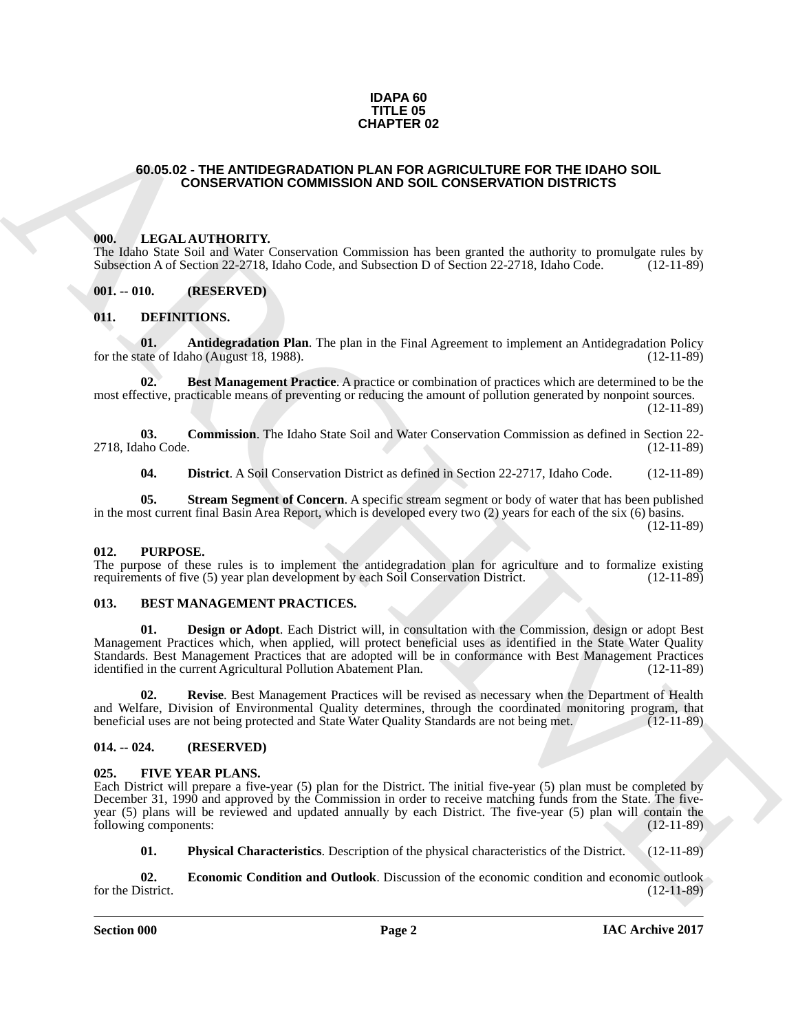**IDAPA 60**
**TITLE 05**
**CHAPTER 02**

# 60.05.02 - THE ANTIDEGRADATION PLAN FOR AGRICULTURE FOR THE IDAHO SOIL CONSERVATION COMMISSION AND SOIL CONSERVATION DISTRICTS

## 000. LEGAL AUTHORITY.

The Idaho State Soil and Water Conservation Commission has been granted the authority to promulgate rules by Subsection A of Section 22-2718, Idaho Code, and Subsection D of Section 22-2718, Idaho Code. (12-11-89)

## 001. -- 010. (RESERVED)

## 011. DEFINITIONS.

**01. Antidegradation Plan**. The plan in the Final Agreement to implement an Antidegradation Policy for the state of Idaho (August 18, 1988). (12-11-89)

**02. Best Management Practice**. A practice or combination of practices which are determined to be the most effective, practicable means of preventing or reducing the amount of pollution generated by nonpoint sources. (12-11-89)

**03. Commission**. The Idaho State Soil and Water Conservation Commission as defined in Section 22-2718, Idaho Code. (12-11-89)

**04. District**. A Soil Conservation District as defined in Section 22-2717, Idaho Code. (12-11-89)

**05. Stream Segment of Concern**. A specific stream segment or body of water that has been published in the most current final Basin Area Report, which is developed every two (2) years for each of the six (6) basins. (12-11-89)

## 012. PURPOSE.

The purpose of these rules is to implement the antidegradation plan for agriculture and to formalize existing requirements of five (5) year plan development by each Soil Conservation District. (12-11-89)

## 013. BEST MANAGEMENT PRACTICES.

**01. Design or Adopt**. Each District will, in consultation with the Commission, design or adopt Best Management Practices which, when applied, will protect beneficial uses as identified in the State Water Quality Standards. Best Management Practices that are adopted will be in conformance with Best Management Practices identified in the current Agricultural Pollution Abatement Plan. (12-11-89)

**02. Revise**. Best Management Practices will be revised as necessary when the Department of Health and Welfare, Division of Environmental Quality determines, through the coordinated monitoring program, that beneficial uses are not being protected and State Water Quality Standards are not being met. (12-11-89)

## 014. -- 024. (RESERVED)

## 025. FIVE YEAR PLANS.

Each District will prepare a five-year (5) plan for the District. The initial five-year (5) plan must be completed by December 31, 1990 and approved by the Commission in order to receive matching funds from the State. The five-year (5) plans will be reviewed and updated annually by each District. The five-year (5) plan will contain the following components: (12-11-89)

**01. Physical Characteristics**. Description of the physical characteristics of the District. (12-11-89)

**02. Economic Condition and Outlook**. Discussion of the economic condition and economic outlook for the District. (12-11-89)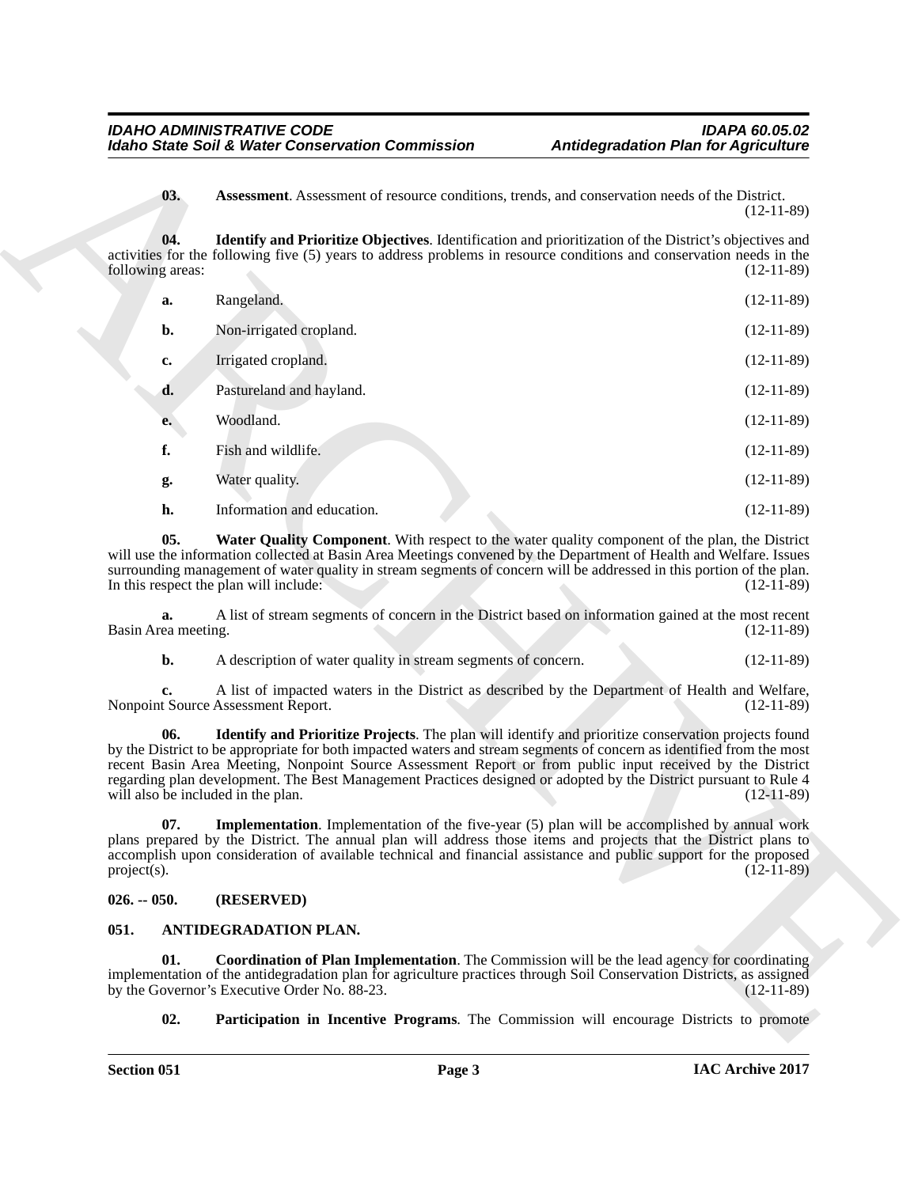**03. Assessment**. Assessment of resource conditions, trends, and conservation needs of the District. (12-11-89)

**04. Identify and Prioritize Objectives**. Identification and prioritization of the District's objectives and activities for the following five (5) years to address problems in resource conditions and conservation needs in the following areas: (12-11-89)

**a.** Rangeland. (12-11-89)

**b.** Non-irrigated cropland. (12-11-89)

**c.** Irrigated cropland. (12-11-89)

**d.** Pastureland and hayland. (12-11-89)

**e.** Woodland. (12-11-89)

**f.** Fish and wildlife. (12-11-89)

**g.** Water quality. (12-11-89)

**h.** Information and education. (12-11-89)

**05. Water Quality Component**. With respect to the water quality component of the plan, the District will use the information collected at Basin Area Meetings convened by the Department of Health and Welfare. Issues surrounding management of water quality in stream segments of concern will be addressed in this portion of the plan. In this respect the plan will include: (12-11-89)

**a.** A list of stream segments of concern in the District based on information gained at the most recent Basin Area meeting. (12-11-89)

**b.** A description of water quality in stream segments of concern. (12-11-89)

**c.** A list of impacted waters in the District as described by the Department of Health and Welfare, Nonpoint Source Assessment Report. (12-11-89)

**06. Identify and Prioritize Projects**. The plan will identify and prioritize conservation projects found by the District to be appropriate for both impacted waters and stream segments of concern as identified from the most recent Basin Area Meeting, Nonpoint Source Assessment Report or from public input received by the District regarding plan development. The Best Management Practices designed or adopted by the District pursuant to Rule 4 will also be included in the plan. (12-11-89)

**07. Implementation**. Implementation of the five-year (5) plan will be accomplished by annual work plans prepared by the District. The annual plan will address those items and projects that the District plans to accomplish upon consideration of available technical and financial assistance and public support for the proposed project(s). (12-11-89)

## 026. -- 050. (RESERVED)

## 051. ANTIDEGRADATION PLAN.

**01. Coordination of Plan Implementation**. The Commission will be the lead agency for coordinating implementation of the antidegradation plan for agriculture practices through Soil Conservation Districts, as assigned by the Governor's Executive Order No. 88-23. (12-11-89)

**02. Participation in Incentive Programs**. The Commission will encourage Districts to promote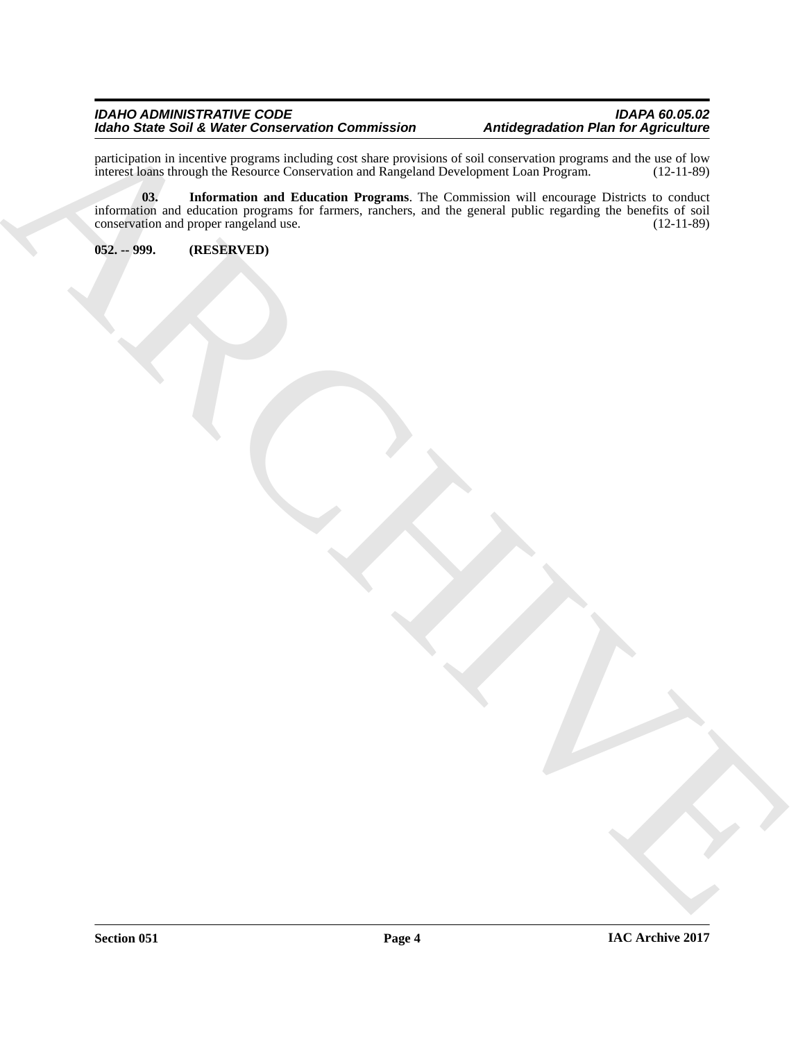participation in incentive programs including cost share provisions of soil conservation programs and the use of low interest loans through the Resource Conservation and Rangeland Development Loan Program. (12-11-89)

**03. Information and Education Programs**. The Commission will encourage Districts to conduct information and education programs for farmers, ranchers, and the general public regarding the benefits of soil conservation and proper rangeland use. (12-11-89)

**052. -- 999. (RESERVED)**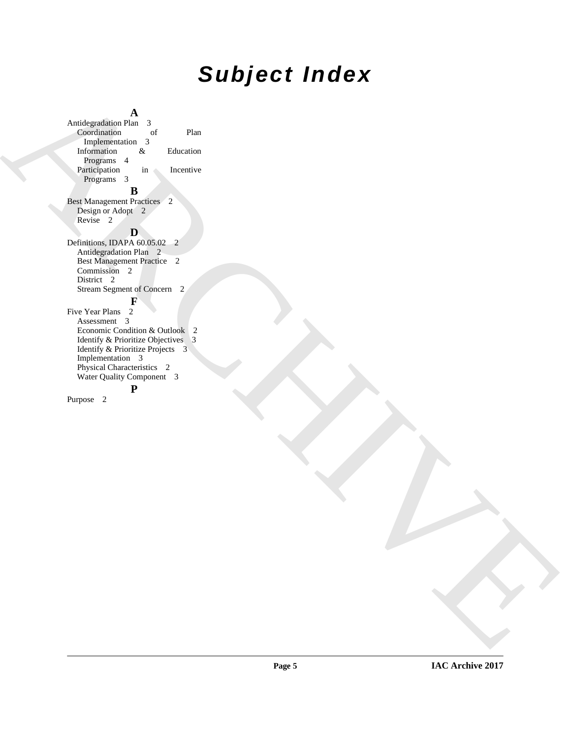# *Subject Index*

**A**

Antidegradation Plan 3
- Coordination of Plan Implementation 3
- Information & Education Programs 4
- Participation in Incentive Programs 3

**B**

Best Management Practices 2
- Design or Adopt 2
- Revise 2

**D**

Definitions, IDAPA 60.05.02 2
- Antidegradation Plan 2
- Best Management Practice 2
- Commission 2
- District 2
- Stream Segment of Concern 2

**F**

Five Year Plans 2
- Assessment 3
- Economic Condition & Outlook 2
- Identify & Prioritize Objectives 3
- Identify & Prioritize Projects 3
- Implementation 3
- Physical Characteristics 2
- Water Quality Component 3

**P**

Purpose 2